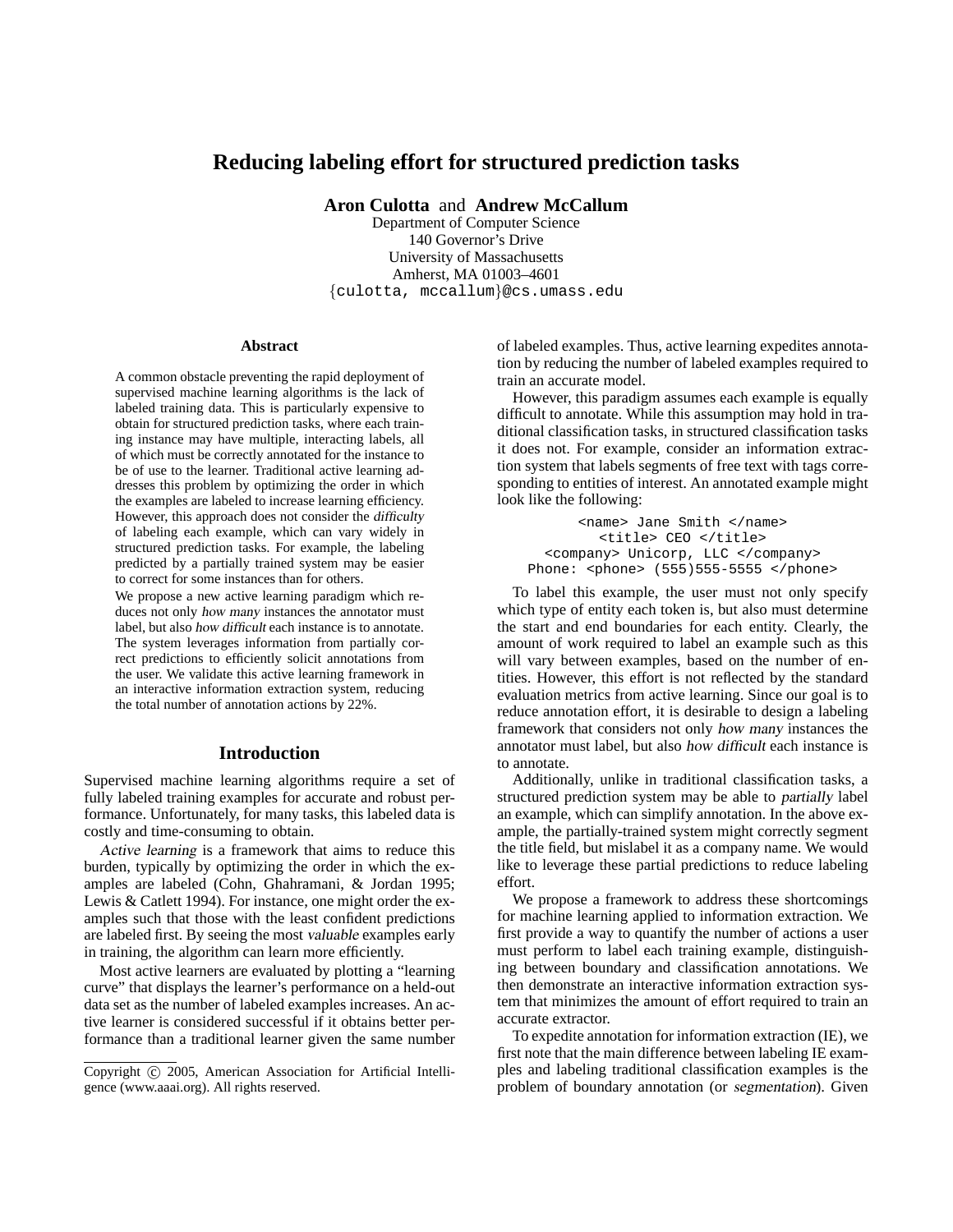# Reducing labeling effort for structured prediction tasks

**Aron Culotta** and **Andrew McCallum**
Department of Computer Science
140 Governor's Drive
University of Massachusetts
Amherst, MA 01003–4601
{culotta, mccallum}@cs.umass.edu

## Abstract

A common obstacle preventing the rapid deployment of supervised machine learning algorithms is the lack of labeled training data. This is particularly expensive to obtain for structured prediction tasks, where each training instance may have multiple, interacting labels, all of which must be correctly annotated for the instance to be of use to the learner. Traditional active learning addresses this problem by optimizing the order in which the examples are labeled to increase learning efficiency. However, this approach does not consider the *difficulty* of labeling each example, which can vary widely in structured prediction tasks. For example, the labeling predicted by a partially trained system may be easier to correct for some instances than for others.

We propose a new active learning paradigm which reduces not only *how many* instances the annotator must label, but also *how difficult* each instance is to annotate. The system leverages information from partially correct predictions to efficiently solicit annotations from the user. We validate this active learning framework in an interactive information extraction system, reducing the total number of annotation actions by 22%.

## Introduction

Supervised machine learning algorithms require a set of fully labeled training examples for accurate and robust performance. Unfortunately, for many tasks, this labeled data is costly and time-consuming to obtain.

*Active learning* is a framework that aims to reduce this burden, typically by optimizing the order in which the examples are labeled (Cohn, Ghahramani, & Jordan 1995; Lewis & Catlett 1994). For instance, one might order the examples such that those with the least confident predictions are labeled first. By seeing the most *valuable* examples early in training, the algorithm can learn more efficiently.

Most active learners are evaluated by plotting a "learning curve" that displays the learner's performance on a held-out data set as the number of labeled examples increases. An active learner is considered successful if it obtains better performance than a traditional learner given the same number of labeled examples. Thus, active learning expedites annotation by reducing the number of labeled examples required to train an accurate model.

However, this paradigm assumes each example is equally difficult to annotate. While this assumption may hold in traditional classification tasks, in structured classification tasks it does not. For example, consider an information extraction system that labels segments of free text with tags corresponding to entities of interest. An annotated example might look like the following:

```
<name> Jane Smith </name>
<title> CEO </title>
<company> Unicorp, LLC </company>
Phone: <phone> (555)555-5555 </phone>
```

To label this example, the user must not only specify which type of entity each token is, but also must determine the start and end boundaries for each entity. Clearly, the amount of work required to label an example such as this will vary between examples, based on the number of entities. However, this effort is not reflected by the standard evaluation metrics from active learning. Since our goal is to reduce annotation effort, it is desirable to design a labeling framework that considers not only *how many* instances the annotator must label, but also *how difficult* each instance is to annotate.

Additionally, unlike in traditional classification tasks, a structured prediction system may be able to *partially* label an example, which can simplify annotation. In the above example, the partially-trained system might correctly segment the title field, but mislabel it as a company name. We would like to leverage these partial predictions to reduce labeling effort.

We propose a framework to address these shortcomings for machine learning applied to information extraction. We first provide a way to quantify the number of actions a user must perform to label each training example, distinguishing between boundary and classification annotations. We then demonstrate an interactive information extraction system that minimizes the amount of effort required to train an accurate extractor.

To expedite annotation for information extraction (IE), we first note that the main difference between labeling IE examples and labeling traditional classification examples is the problem of boundary annotation (or *segmentation*). Given

Copyright © 2005, American Association for Artificial Intelligence (www.aaai.org). All rights reserved.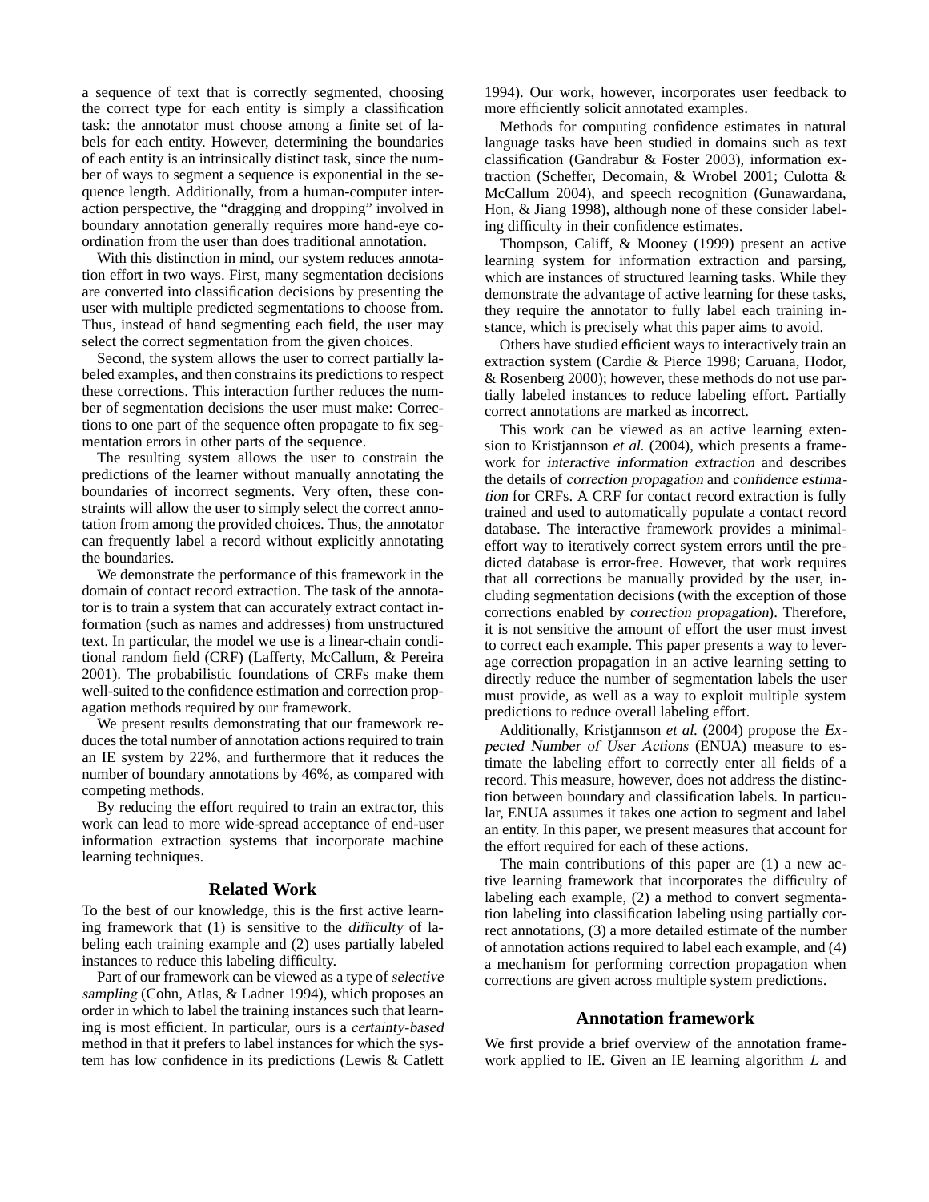a sequence of text that is correctly segmented, choosing the correct type for each entity is simply a classification task: the annotator must choose among a finite set of labels for each entity. However, determining the boundaries of each entity is an intrinsically distinct task, since the number of ways to segment a sequence is exponential in the sequence length. Additionally, from a human-computer interaction perspective, the "dragging and dropping" involved in boundary annotation generally requires more hand-eye coordination from the user than does traditional annotation.

With this distinction in mind, our system reduces annotation effort in two ways. First, many segmentation decisions are converted into classification decisions by presenting the user with multiple predicted segmentations to choose from. Thus, instead of hand segmenting each field, the user may select the correct segmentation from the given choices.

Second, the system allows the user to correct partially labeled examples, and then constrains its predictions to respect these corrections. This interaction further reduces the number of segmentation decisions the user must make: Corrections to one part of the sequence often propagate to fix segmentation errors in other parts of the sequence.

The resulting system allows the user to constrain the predictions of the learner without manually annotating the boundaries of incorrect segments. Very often, these constraints will allow the user to simply select the correct annotation from among the provided choices. Thus, the annotator can frequently label a record without explicitly annotating the boundaries.

We demonstrate the performance of this framework in the domain of contact record extraction. The task of the annotator is to train a system that can accurately extract contact information (such as names and addresses) from unstructured text. In particular, the model we use is a linear-chain conditional random field (CRF) (Lafferty, McCallum, & Pereira 2001). The probabilistic foundations of CRFs make them well-suited to the confidence estimation and correction propagation methods required by our framework.

We present results demonstrating that our framework reduces the total number of annotation actions required to train an IE system by 22%, and furthermore that it reduces the number of boundary annotations by 46%, as compared with competing methods.

By reducing the effort required to train an extractor, this work can lead to more wide-spread acceptance of end-user information extraction systems that incorporate machine learning techniques.

## Related Work

To the best of our knowledge, this is the first active learning framework that (1) is sensitive to the *difficulty* of labeling each training example and (2) uses partially labeled instances to reduce this labeling difficulty.

Part of our framework can be viewed as a type of *selective sampling* (Cohn, Atlas, & Ladner 1994), which proposes an order in which to label the training instances such that learning is most efficient. In particular, ours is a *certainty-based* method in that it prefers to label instances for which the system has low confidence in its predictions (Lewis & Catlett 1994). Our work, however, incorporates user feedback to more efficiently solicit annotated examples.

Methods for computing confidence estimates in natural language tasks have been studied in domains such as text classification (Gandrabur & Foster 2003), information extraction (Scheffer, Decomain, & Wrobel 2001; Culotta & McCallum 2004), and speech recognition (Gunawardana, Hon, & Jiang 1998), although none of these consider labeling difficulty in their confidence estimates.

Thompson, Califf, & Mooney (1999) present an active learning system for information extraction and parsing, which are instances of structured learning tasks. While they demonstrate the advantage of active learning for these tasks, they require the annotator to fully label each training instance, which is precisely what this paper aims to avoid.

Others have studied efficient ways to interactively train an extraction system (Cardie & Pierce 1998; Caruana, Hodor, & Rosenberg 2000); however, these methods do not use partially labeled instances to reduce labeling effort. Partially correct annotations are marked as incorrect.

This work can be viewed as an active learning extension to Kristjannson *et al.* (2004), which presents a framework for *interactive information extraction* and describes the details of *correction propagation* and *confidence estimation* for CRFs. A CRF for contact record extraction is fully trained and used to automatically populate a contact record database. The interactive framework provides a minimal-effort way to iteratively correct system errors until the predicted database is error-free. However, that work requires that all corrections be manually provided by the user, including segmentation decisions (with the exception of those corrections enabled by *correction propagation*). Therefore, it is not sensitive the amount of effort the user must invest to correct each example. This paper presents a way to leverage correction propagation in an active learning setting to directly reduce the number of segmentation labels the user must provide, as well as a way to exploit multiple system predictions to reduce overall labeling effort.

Additionally, Kristjannson *et al.* (2004) propose the *Expected Number of User Actions* (ENUA) measure to estimate the labeling effort to correctly enter all fields of a record. This measure, however, does not address the distinction between boundary and classification labels. In particular, ENUA assumes it takes one action to segment and label an entity. In this paper, we present measures that account for the effort required for each of these actions.

The main contributions of this paper are (1) a new active learning framework that incorporates the difficulty of labeling each example, (2) a method to convert segmentation labeling into classification labeling using partially correct annotations, (3) a more detailed estimate of the number of annotation actions required to label each example, and (4) a mechanism for performing correction propagation when corrections are given across multiple system predictions.

## Annotation framework

We first provide a brief overview of the annotation framework applied to IE. Given an IE learning algorithm $L$ and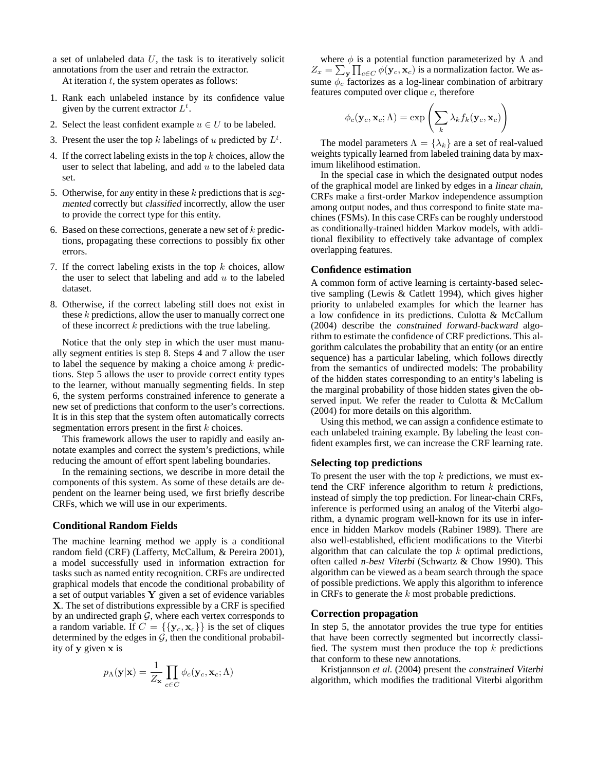a set of unlabeled data $U$, the task is to iteratively solicit annotations from the user and retrain the extractor.

At iteration $t$, the system operates as follows:

1. Rank each unlabeled instance by its confidence value given by the current extractor $L^t$.
2. Select the least confident example $u \in U$ to be labeled.
3. Present the user the top $k$ labelings of $u$ predicted by $L^t$.
4. If the correct labeling exists in the top $k$ choices, allow the user to select that labeling, and add $u$ to the labeled data set.
5. Otherwise, for *any* entity in these $k$ predictions that is *segmented* correctly but *classified* incorrectly, allow the user to provide the correct type for this entity.
6. Based on these corrections, generate a new set of $k$ predictions, propagating these corrections to possibly fix other errors.
7. If the correct labeling exists in the top $k$ choices, allow the user to select that labeling and add $u$ to the labeled dataset.
8. Otherwise, if the correct labeling still does not exist in these $k$ predictions, allow the user to manually correct one of these incorrect $k$ predictions with the true labeling.

Notice that the only step in which the user must manually segment entities is step 8. Steps 4 and 7 allow the user to label the sequence by making a choice among $k$ predictions. Step 5 allows the user to provide correct entity types to the learner, without manually segmenting fields. In step 6, the system performs constrained inference to generate a new set of predictions that conform to the user's corrections. It is in this step that the system often automatically corrects segmentation errors present in the first $k$ choices.

This framework allows the user to rapidly and easily annotate examples and correct the system's predictions, while reducing the amount of effort spent labeling boundaries.

In the remaining sections, we describe in more detail the components of this system. As some of these details are dependent on the learner being used, we first briefly describe CRFs, which we will use in our experiments.

### Conditional Random Fields

The machine learning method we apply is a conditional random field (CRF) (Lafferty, McCallum, & Pereira 2001), a model successfully used in information extraction for tasks such as named entity recognition. CRFs are undirected graphical models that encode the conditional probability of a set of output variables $\mathbf{Y}$ given a set of evidence variables $\mathbf{X}$. The set of distributions expressible by a CRF is specified by an undirected graph $\mathcal{G}$, where each vertex corresponds to a random variable. If $C = \{\{\mathbf{y}_c, \mathbf{x}_c\}\}$ is the set of cliques determined by the edges in $\mathcal{G}$, then the conditional probability of $\mathbf{y}$ given $\mathbf{x}$ is

$$p_\Lambda(\mathbf{y}|\mathbf{x}) = \frac{1}{Z_\mathbf{x}} \prod_{c \in C} \phi_c(\mathbf{y}_c, \mathbf{x}_c; \Lambda)$$

where $\phi$ is a potential function parameterized by $\Lambda$ and $Z_x = \sum_\mathbf{y} \prod_{c \in C} \phi(\mathbf{y}_c, \mathbf{x}_c)$ is a normalization factor. We assume $\phi_c$ factorizes as a log-linear combination of arbitrary features computed over clique $c$, therefore

$$\phi_c(\mathbf{y}_c, \mathbf{x}_c; \Lambda) = \exp\left(\sum_k \lambda_k f_k(\mathbf{y}_c, \mathbf{x}_c)\right)$$

The model parameters $\Lambda = \{\lambda_k\}$ are a set of real-valued weights typically learned from labeled training data by maximum likelihood estimation.

In the special case in which the designated output nodes of the graphical model are linked by edges in a *linear chain*, CRFs make a first-order Markov independence assumption among output nodes, and thus correspond to finite state machines (FSMs). In this case CRFs can be roughly understood as conditionally-trained hidden Markov models, with additional flexibility to effectively take advantage of complex overlapping features.

### Confidence estimation

A common form of active learning is certainty-based selective sampling (Lewis & Catlett 1994), which gives higher priority to unlabeled examples for which the learner has a low confidence in its predictions. Culotta & McCallum (2004) describe the *constrained forward-backward* algorithm to estimate the confidence of CRF predictions. This algorithm calculates the probability that an entity (or an entire sequence) has a particular labeling, which follows directly from the semantics of undirected models: The probability of the hidden states corresponding to an entity's labeling is the marginal probability of those hidden states given the observed input. We refer the reader to Culotta & McCallum (2004) for more details on this algorithm.

Using this method, we can assign a confidence estimate to each unlabeled training example. By labeling the least confident examples first, we can increase the CRF learning rate.

### Selecting top predictions

To present the user with the top $k$ predictions, we must extend the CRF inference algorithm to return $k$ predictions, instead of simply the top prediction. For linear-chain CRFs, inference is performed using an analog of the Viterbi algorithm, a dynamic program well-known for its use in inference in hidden Markov models (Rabiner 1989). There are also well-established, efficient modifications to the Viterbi algorithm that can calculate the top $k$ optimal predictions, often called *n-best Viterbi* (Schwartz & Chow 1990). This algorithm can be viewed as a beam search through the space of possible predictions. We apply this algorithm to inference in CRFs to generate the $k$ most probable predictions.

### Correction propagation

In step 5, the annotator provides the true type for entities that have been correctly segmented but incorrectly classified. The system must then produce the top $k$ predictions that conform to these new annotations.

Kristjannson *et al.* (2004) present the *constrained Viterbi* algorithm, which modifies the traditional Viterbi algorithm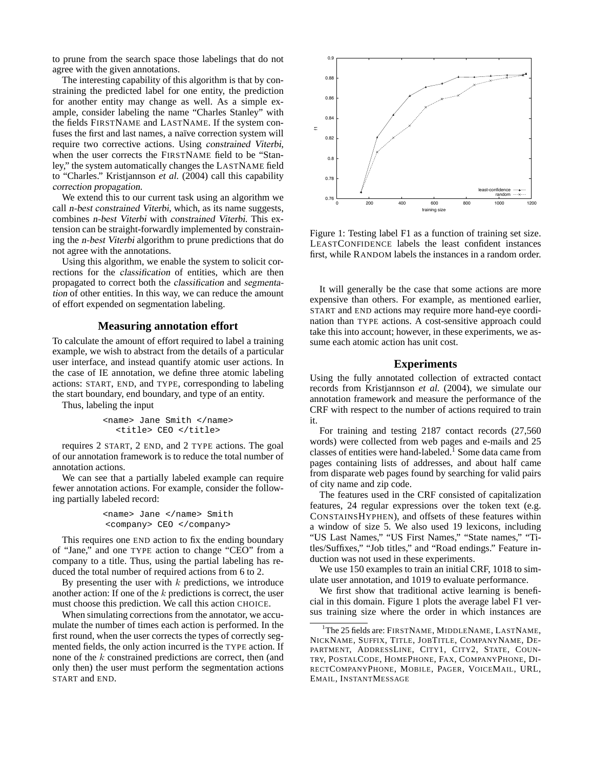to prune from the search space those labelings that do not agree with the given annotations.

The interesting capability of this algorithm is that by constraining the predicted label for one entity, the prediction for another entity may change as well. As a simple example, consider labeling the name "Charles Stanley" with the fields FIRSTNAME and LASTNAME. If the system confuses the first and last names, a naïve correction system will require two corrective actions. Using *constrained Viterbi*, when the user corrects the FIRSTNAME field to be "Stanley," the system automatically changes the LASTNAME field to "Charles." Kristjannson *et al.* (2004) call this capability *correction propagation*.

We extend this to our current task using an algorithm we call *n-best constrained Viterbi*, which, as its name suggests, combines *n-best Viterbi* with *constrained Viterbi*. This extension can be straight-forwardly implemented by constraining the *n-best Viterbi* algorithm to prune predictions that do not agree with the annotations.

Using this algorithm, we enable the system to solicit corrections for the *classification* of entities, which are then propagated to correct both the *classification* and *segmentation* of other entities. In this way, we can reduce the amount of effort expended on segmentation labeling.

## Measuring annotation effort

To calculate the amount of effort required to label a training example, we wish to abstract from the details of a particular user interface, and instead quantify atomic user actions. In the case of IE annotation, we define three atomic labeling actions: START, END, and TYPE, corresponding to labeling the start boundary, end boundary, and type of an entity.

Thus, labeling the input

```
<name> Jane Smith </name>
  <title> CEO </title>
```

requires 2 START, 2 END, and 2 TYPE actions. The goal of our annotation framework is to reduce the total number of annotation actions.

We can see that a partially labeled example can require fewer annotation actions. For example, consider the following partially labeled record:

```
<name> Jane </name> Smith
 <company> CEO </company>
```

This requires one END action to fix the ending boundary of "Jane," and one TYPE action to change "CEO" from a company to a title. Thus, using the partial labeling has reduced the total number of required actions from 6 to 2.

By presenting the user with $k$ predictions, we introduce another action: If one of the $k$ predictions is correct, the user must choose this prediction. We call this action CHOICE.

When simulating corrections from the annotator, we accumulate the number of times each action is performed. In the first round, when the user corrects the types of correctly segmented fields, the only action incurred is the TYPE action. If none of the $k$ constrained predictions are correct, then (and only then) the user must perform the segmentation actions START and END.

Figure 1: Testing label F1 as a function of training set size. LEASTCONFIDENCE labels the least confident instances first, while RANDOM labels the instances in a random order.

It will generally be the case that some actions are more expensive than others. For example, as mentioned earlier, START and END actions may require more hand-eye coordination than TYPE actions. A cost-sensitive approach could take this into account; however, in these experiments, we assume each atomic action has unit cost.

## Experiments

Using the fully annotated collection of extracted contact records from Kristjannson *et al.* (2004), we simulate our annotation framework and measure the performance of the CRF with respect to the number of actions required to train it.

For training and testing 2187 contact records (27,560 words) were collected from web pages and e-mails and 25 classes of entities were hand-labeled.[1] Some data came from pages containing lists of addresses, and about half came from disparate web pages found by searching for valid pairs of city name and zip code.

The features used in the CRF consisted of capitalization features, 24 regular expressions over the token text (e.g. CONSTAINSHYPHEN), and offsets of these features within a window of size 5. We also used 19 lexicons, including "US Last Names," "US First Names," "State names," "Titles/Suffixes," "Job titles," and "Road endings." Feature induction was not used in these experiments.

We use 150 examples to train an initial CRF, 1018 to simulate user annotation, and 1019 to evaluate performance.

We first show that traditional active learning is beneficial in this domain. Figure 1 plots the average label F1 versus training size where the order in which instances are

[1] The 25 fields are: FIRSTNAME, MIDDLENAME, LASTNAME, NICKNAME, SUFFIX, TITLE, JOBTITLE, COMPANYNAME, DEPARTMENT, ADDRESSLINE, CITY1, CITY2, STATE, COUNTRY, POSTALCODE, HOMEPHONE, FAX, COMPANYPHONE, DIRECTCOMPANYPHONE, MOBILE, PAGER, VOICEMAIL, URL, EMAIL, INSTANTMESSAGE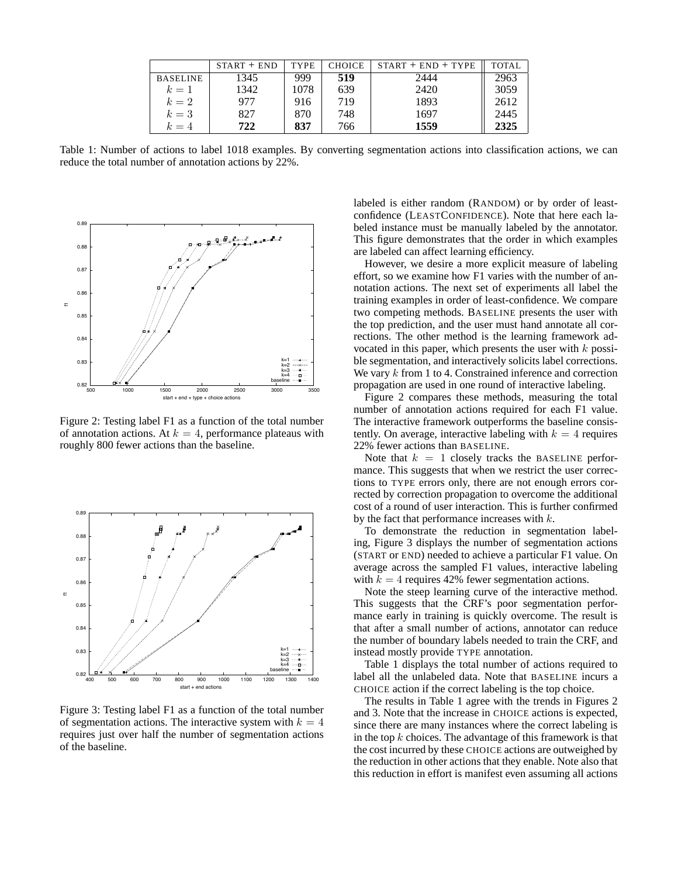|  | START + END | TYPE | CHOICE | START + END + TYPE | TOTAL |
| --- | --- | --- | --- | --- | --- |
| BASELINE | 1345 | 999 | **519** | 2444 | 2963 |
| $k = 1$ | 1342 | 1078 | 639 | 2420 | 3059 |
| $k = 2$ | 977 | 916 | 719 | 1893 | 2612 |
| $k = 3$ | 827 | 870 | 748 | 1697 | 2445 |
| $k = 4$ | **722** | **837** | 766 | **1559** | **2325** |

Table 1: Number of actions to label 1018 examples. By converting segmentation actions into classification actions, we can reduce the total number of annotation actions by 22%.

Figure 2: Testing label F1 as a function of the total number of annotation actions. At $k = 4$, performance plateaus with roughly 800 fewer actions than the baseline.

Figure 3: Testing label F1 as a function of the total number of segmentation actions. The interactive system with $k = 4$ requires just over half the number of segmentation actions of the baseline.

labeled is either random (RANDOM) or by order of least-confidence (LEASTCONFIDENCE). Note that here each labeled instance must be manually labeled by the annotator. This figure demonstrates that the order in which examples are labeled can affect learning efficiency.

However, we desire a more explicit measure of labeling effort, so we examine how F1 varies with the number of annotation actions. The next set of experiments all label the training examples in order of least-confidence. We compare two competing methods. BASELINE presents the user with the top prediction, and the user must hand annotate all corrections. The other method is the learning framework advocated in this paper, which presents the user with $k$ possible segmentation, and interactively solicits label corrections. We vary $k$ from 1 to 4. Constrained inference and correction propagation are used in one round of interactive labeling.

Figure 2 compares these methods, measuring the total number of annotation actions required for each F1 value. The interactive framework outperforms the baseline consistently. On average, interactive labeling with $k = 4$ requires 22% fewer actions than BASELINE.

Note that $k = 1$ closely tracks the BASELINE performance. This suggests that when we restrict the user corrections to TYPE errors only, there are not enough errors corrected by correction propagation to overcome the additional cost of a round of user interaction. This is further confirmed by the fact that performance increases with $k$.

To demonstrate the reduction in segmentation labeling, Figure 3 displays the number of segmentation actions (START or END) needed to achieve a particular F1 value. On average across the sampled F1 values, interactive labeling with $k = 4$ requires 42% fewer segmentation actions.

Note the steep learning curve of the interactive method. This suggests that the CRF's poor segmentation performance early in training is quickly overcome. The result is that after a small number of actions, annotator can reduce the number of boundary labels needed to train the CRF, and instead mostly provide TYPE annotation.

Table 1 displays the total number of actions required to label all the unlabeled data. Note that BASELINE incurs a CHOICE action if the correct labeling is the top choice.

The results in Table 1 agree with the trends in Figures 2 and 3. Note that the increase in CHOICE actions is expected, since there are many instances where the correct labeling is in the top $k$ choices. The advantage of this framework is that the cost incurred by these CHOICE actions are outweighed by the reduction in other actions that they enable. Note also that this reduction in effort is manifest even assuming all actions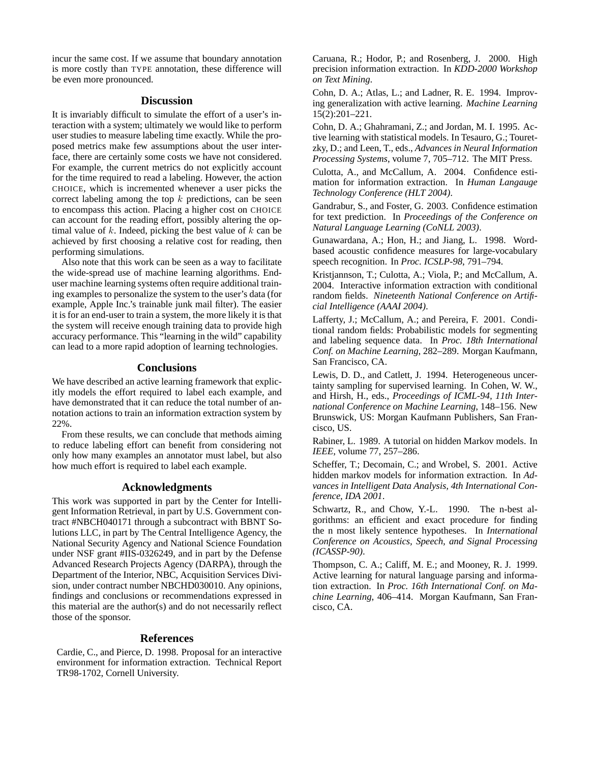incur the same cost. If we assume that boundary annotation is more costly than TYPE annotation, these difference will be even more pronounced.

## Discussion

It is invariably difficult to simulate the effort of a user's interaction with a system; ultimately we would like to perform user studies to measure labeling time exactly. While the proposed metrics make few assumptions about the user interface, there are certainly some costs we have not considered. For example, the current metrics do not explicitly account for the time required to read a labeling. However, the action CHOICE, which is incremented whenever a user picks the correct labeling among the top $k$ predictions, can be seen to encompass this action. Placing a higher cost on CHOICE can account for the reading effort, possibly altering the optimal value of $k$. Indeed, picking the best value of $k$ can be achieved by first choosing a relative cost for reading, then performing simulations.

Also note that this work can be seen as a way to facilitate the wide-spread use of machine learning algorithms. End-user machine learning systems often require additional training examples to personalize the system to the user's data (for example, Apple Inc.'s trainable junk mail filter). The easier it is for an end-user to train a system, the more likely it is that the system will receive enough training data to provide high accuracy performance. This "learning in the wild" capability can lead to a more rapid adoption of learning technologies.

## Conclusions

We have described an active learning framework that explicitly models the effort required to label each example, and have demonstrated that it can reduce the total number of annotation actions to train an information extraction system by 22%.

From these results, we can conclude that methods aiming to reduce labeling effort can benefit from considering not only how many examples an annotator must label, but also how much effort is required to label each example.

## Acknowledgments

This work was supported in part by the Center for Intelligent Information Retrieval, in part by U.S. Government contract #NBCH040171 through a subcontract with BBNT Solutions LLC, in part by The Central Intelligence Agency, the National Security Agency and National Science Foundation under NSF grant #IIS-0326249, and in part by the Defense Advanced Research Projects Agency (DARPA), through the Department of the Interior, NBC, Acquisition Services Division, under contract number NBCHD030010. Any opinions, findings and conclusions or recommendations expressed in this material are the author(s) and do not necessarily reflect those of the sponsor.

## References

Cardie, C., and Pierce, D. 1998. Proposal for an interactive environment for information extraction. Technical Report TR98-1702, Cornell University.

Caruana, R.; Hodor, P.; and Rosenberg, J. 2000. High precision information extraction. In *KDD-2000 Workshop on Text Mining*.

Cohn, D. A.; Atlas, L.; and Ladner, R. E. 1994. Improving generalization with active learning. *Machine Learning* 15(2):201–221.

Cohn, D. A.; Ghahramani, Z.; and Jordan, M. I. 1995. Active learning with statistical models. In Tesauro, G.; Touretzky, D.; and Leen, T., eds., *Advances in Neural Information Processing Systems*, volume 7, 705–712. The MIT Press.

Culotta, A., and McCallum, A. 2004. Confidence estimation for information extraction. In *Human Langauge Technology Conference (HLT 2004)*.

Gandrabur, S., and Foster, G. 2003. Confidence estimation for text prediction. In *Proceedings of the Conference on Natural Language Learning (CoNLL 2003)*.

Gunawardana, A.; Hon, H.; and Jiang, L. 1998. Word-based acoustic confidence measures for large-vocabulary speech recognition. In *Proc. ICSLP-98*, 791–794.

Kristjannson, T.; Culotta, A.; Viola, P.; and McCallum, A. 2004. Interactive information extraction with conditional random fields. *Nineteenth National Conference on Artificial Intelligence (AAAI 2004)*.

Lafferty, J.; McCallum, A.; and Pereira, F. 2001. Conditional random fields: Probabilistic models for segmenting and labeling sequence data. In *Proc. 18th International Conf. on Machine Learning*, 282–289. Morgan Kaufmann, San Francisco, CA.

Lewis, D. D., and Catlett, J. 1994. Heterogeneous uncertainty sampling for supervised learning. In Cohen, W. W., and Hirsh, H., eds., *Proceedings of ICML-94, 11th International Conference on Machine Learning*, 148–156. New Brunswick, US: Morgan Kaufmann Publishers, San Francisco, US.

Rabiner, L. 1989. A tutorial on hidden Markov models. In *IEEE*, volume 77, 257–286.

Scheffer, T.; Decomain, C.; and Wrobel, S. 2001. Active hidden markov models for information extraction. In *Advances in Intelligent Data Analysis, 4th International Conference, IDA 2001*.

Schwartz, R., and Chow, Y.-L. 1990. The n-best algorithms: an efficient and exact procedure for finding the n most likely sentence hypotheses. In *International Conference on Acoustics, Speech, and Signal Processing (ICASSP-90)*.

Thompson, C. A.; Califf, M. E.; and Mooney, R. J. 1999. Active learning for natural language parsing and information extraction. In *Proc. 16th International Conf. on Machine Learning*, 406–414. Morgan Kaufmann, San Francisco, CA.